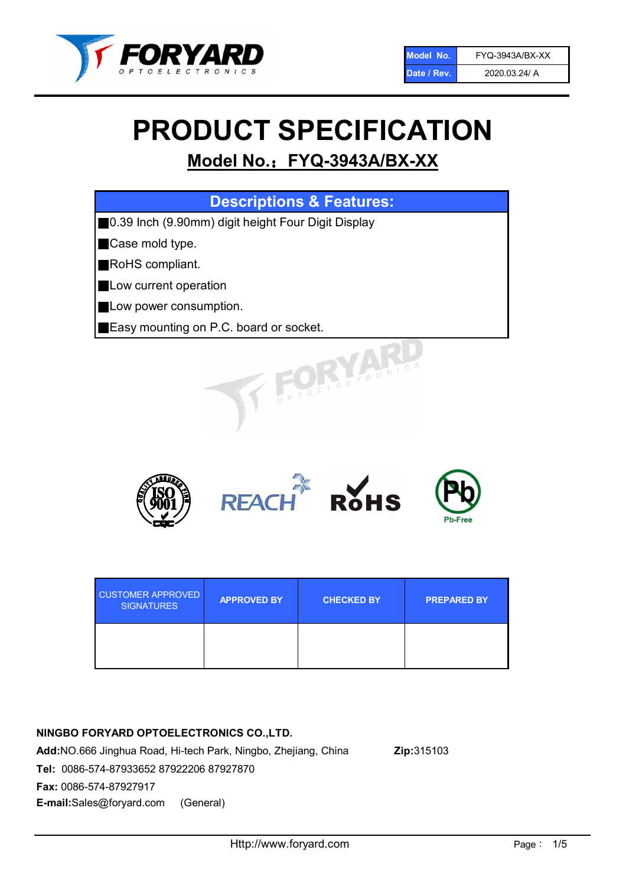| Model No. | FYQ-3943A/BX-XX |
| --- | --- |
| Date / Rev. | 2020.03.24/ A |

# PRODUCT SPECIFICATION

## Model No.： FYQ-3943A/BX-XX

| Descriptions & Features: |
| --- |
| ■0.39 Inch (9.90mm) digit height Four Digit Display |
| ■Case mold type. |
| ■RoHS compliant. |
| ■Low current operation |
| ■Low power consumption. |
| ■Easy mounting on P.C. board or socket. |

| CUSTOMER APPROVED SIGNATURES | APPROVED BY | CHECKED BY | PREPARED BY |
| --- | --- | --- | --- |
| | | | |

**NINGBO FORYARD OPTOELECTRONICS CO.,LTD.**

**Add:**NO.666 Jinghua Road, Hi-tech Park, Ningbo, Zhejiang, China **Zip:**315103

**Tel:** 0086-574-87933652 87922206 87927870

**Fax:** 0086-574-87927917

**E-mail:**Sales@foryard.com (General)

Http://www.foryard.com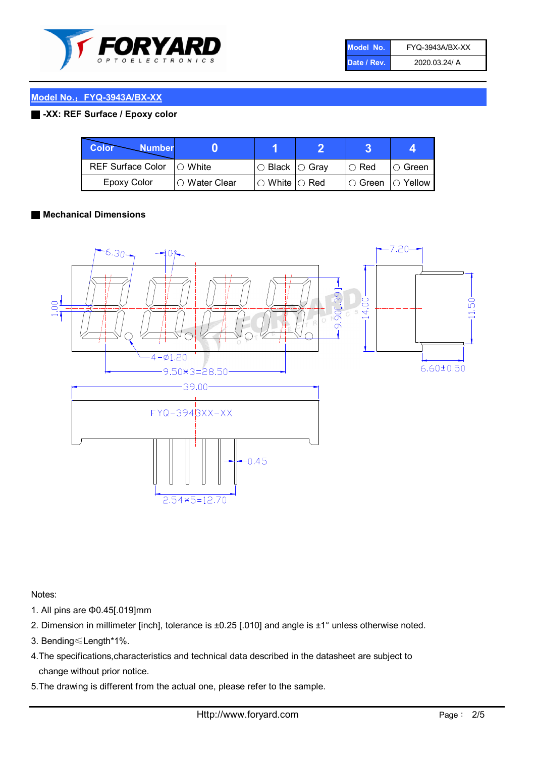| Model No. | FYQ-3943A/BX-XX |
|---|---|
| Date / Rev. | 2020.03.24/ A |

## Model No.：FYQ-3943A/BX-XX

### -XX: REF Surface / Epoxy color

| Color \ Number | 0 | 1 | 2 | 3 | 4 |
|---|---|---|---|---|---|
| REF Surface Color | ○ White | ○ Black | ○ Gray | ○ Red | ○ Green |
| Epoxy Color | ○ Water Clear | ○ White | ○ Red | ○ Green | ○ Yellow |

### Mechanical Dimensions

6.30
10°
1.00
9.90[.39]
14.00
7.20
11.50
6.60±0.50
4-Ø1.20
9.50*3=28.50
39.00
FYQ-3943XX-XX
0.45
2.54*5=12.70

Notes:

1. All pins are Φ0.45[.019]mm
2. Dimension in millimeter [inch], tolerance is ±0.25 [.010] and angle is ±1° unless otherwise noted.
3. Bending≤Length*1%.
4. The specifications,characteristics and technical data described in the datasheet are subject to change without prior notice.
5. The drawing is different from the actual one, please refer to the sample.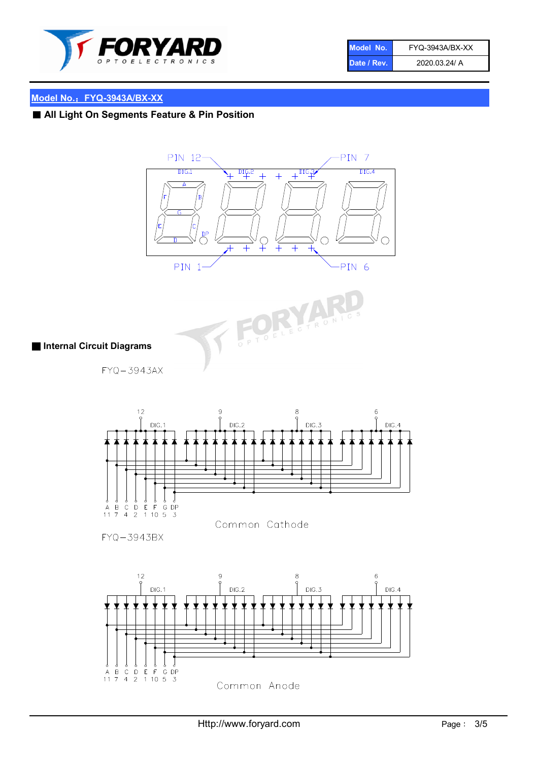| Model No. | FYQ-3943A/BX-XX |
| --- | --- |
| Date / Rev. | 2020.03.24/ A |

## Model No.：FYQ-3943A/BX-XX

### ■ All Light On Segments Feature & Pin Position

PIN 12, PIN 7, PIN 1, PIN 6

DIG.1, DIG.2, DIG.3, DIG.4

A, B, C, D, E, F, G, DP

### ■ Internal Circuit Diagrams

FYQ−3943AX

12, 9, 8, 6

DIG.1, DIG.2, DIG.3, DIG.4

| A | B | C | D | E | F | G | DP |
| --- | --- | --- | --- | --- | --- | --- | --- |
| 11 | 7 | 4 | 2 | 1 | 10 | 5 | 3 |

Common Cathode

FYQ−3943BX

12, 9, 8, 6

DIG.1, DIG.2, DIG.3, DIG.4

| A | B | C | D | E | F | G | DP |
| --- | --- | --- | --- | --- | --- | --- | --- |
| 11 | 7 | 4 | 2 | 1 | 10 | 5 | 3 |

Common Anode

Http://www.foryard.com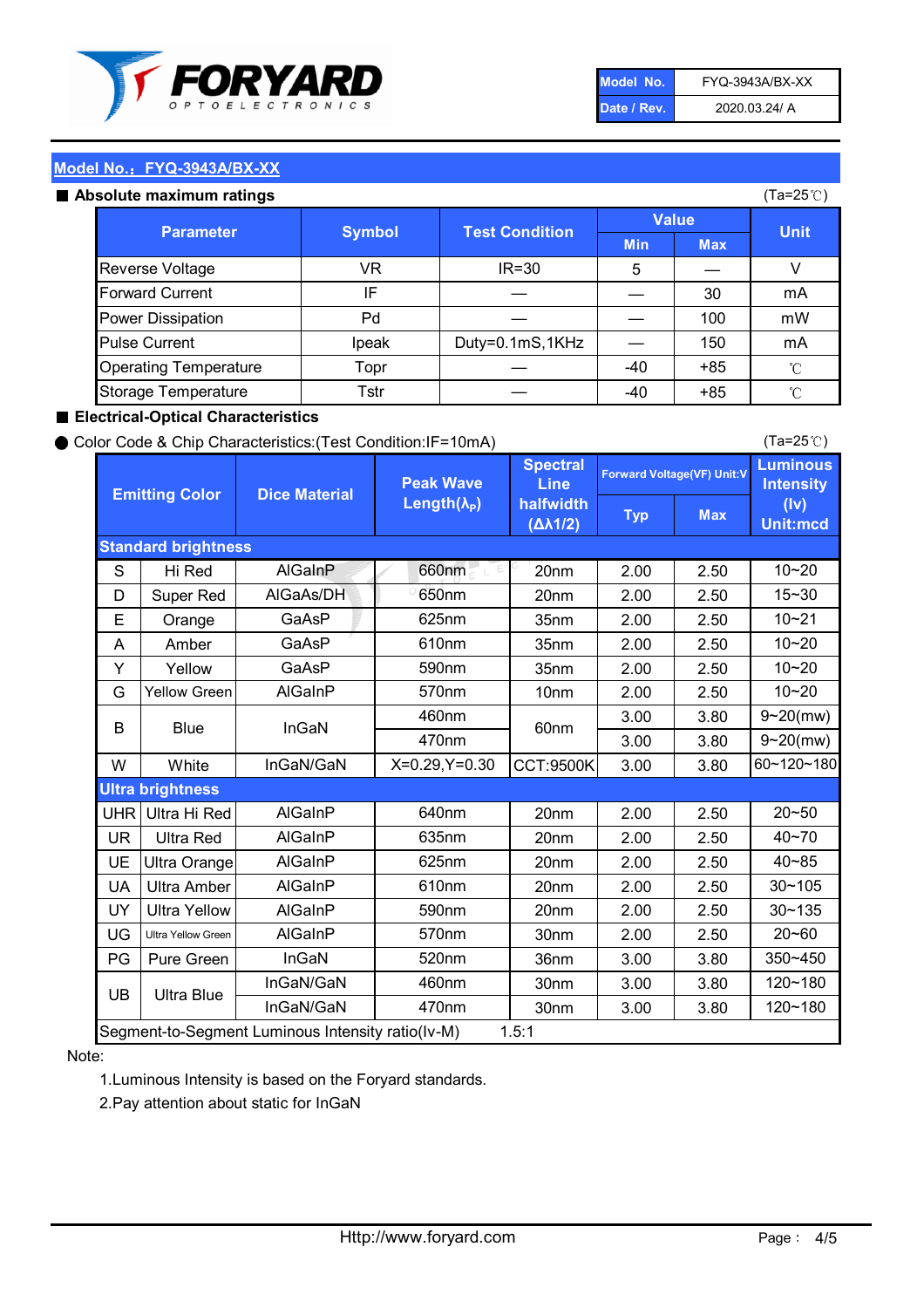| Model No. | FYQ-3943A/BX-XX |
|---|---|
| Date / Rev. | 2020.03.24/ A |

## Model No.：FYQ-3943A/BX-XX

### ■ Absolute maximum ratings

(Ta=25℃)

| Parameter | Symbol | Test Condition | Value | | Unit |
|---|---|---|---|---|---|
| | | | Min | Max | |
| Reverse Voltage | VR | IR=30 | 5 | — | V |
| Forward Current | IF | — | — | 30 | mA |
| Power Dissipation | Pd | — | — | 100 | mW |
| Pulse Current | Ipeak | Duty=0.1mS,1KHz | — | 150 | mA |
| Operating Temperature | Topr | — | -40 | +85 | ℃ |
| Storage Temperature | Tstr | — | -40 | +85 | ℃ |

### ■ Electrical-Optical Characteristics

● Color Code & Chip Characteristics:(Test Condition:IF=10mA)

(Ta=25℃)

| Emitting Color | | Dice Material | Peak Wave Length($\lambda_P$) | Spectral Line halfwidth ($\Delta\lambda 1/2$) | Forward Voltage(VF) Unit:V | | Luminous Intensity (Iv) Unit:mcd |
|---|---|---|---|---|---|---|---|
| | | | | | Typ | Max | |
| **Standard brightness** | | | | | | | |
| S | Hi Red | AlGaInP | 660nm | 20nm | 2.00 | 2.50 | 10~20 |
| D | Super Red | AlGaAs/DH | 650nm | 20nm | 2.00 | 2.50 | 15~30 |
| E | Orange | GaAsP | 625nm | 35nm | 2.00 | 2.50 | 10~21 |
| A | Amber | GaAsP | 610nm | 35nm | 2.00 | 2.50 | 10~20 |
| Y | Yellow | GaAsP | 590nm | 35nm | 2.00 | 2.50 | 10~20 |
| G | Yellow Green | AlGaInP | 570nm | 10nm | 2.00 | 2.50 | 10~20 |
| B | Blue | InGaN | 460nm | 60nm | 3.00 | 3.80 | 9~20(mw) |
| | | | 470nm | | 3.00 | 3.80 | 9~20(mw) |
| W | White | InGaN/GaN | X=0.29,Y=0.30 | CCT:9500K | 3.00 | 3.80 | 60~120~180 |
| **Ultra brightness** | | | | | | | |
| UHR | Ultra Hi Red | AlGaInP | 640nm | 20nm | 2.00 | 2.50 | 20~50 |
| UR | Ultra Red | AlGaInP | 635nm | 20nm | 2.00 | 2.50 | 40~70 |
| UE | Ultra Orange | AlGaInP | 625nm | 20nm | 2.00 | 2.50 | 40~85 |
| UA | Ultra Amber | AlGaInP | 610nm | 20nm | 2.00 | 2.50 | 30~105 |
| UY | Ultra Yellow | AlGaInP | 590nm | 20nm | 2.00 | 2.50 | 30~135 |
| UG | Ultra Yellow Green | AlGaInP | 570nm | 30nm | 2.00 | 2.50 | 20~60 |
| PG | Pure Green | InGaN | 520nm | 36nm | 3.00 | 3.80 | 350~450 |
| UB | Ultra Blue | InGaN/GaN | 460nm | 30nm | 3.00 | 3.80 | 120~180 |
| | | InGaN/GaN | 470nm | 30nm | 3.00 | 3.80 | 120~180 |
| Segment-to-Segment Luminous Intensity ratio(Iv-M) | | | 1.5:1 | | | | |

Note:

1.Luminous Intensity is based on the Foryard standards.

2.Pay attention about static for InGaN

Http://www.foryard.com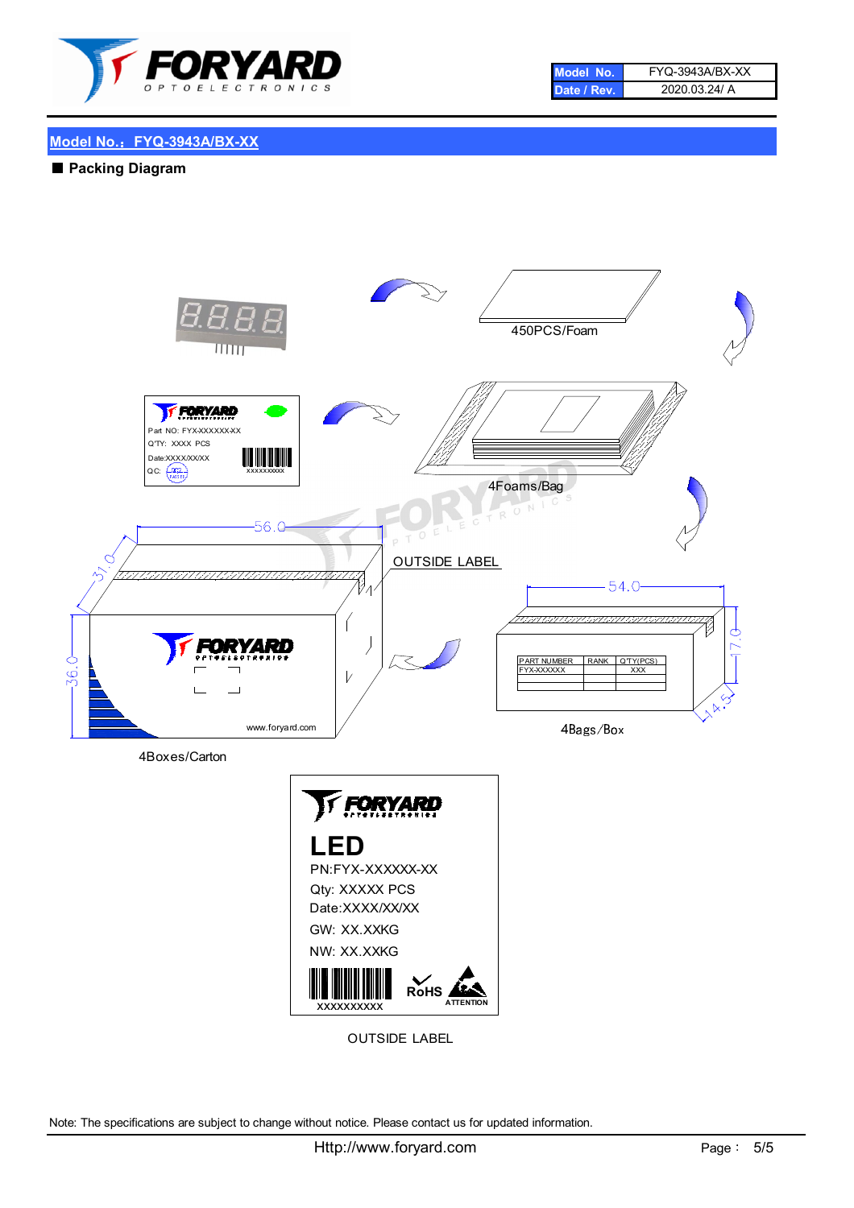| Model No. | FYQ-3943A/BX-XX |
| --- | --- |
| Date / Rev. | 2020.03.24/ A |

## Model No.：FYQ-3943A/BX-XX

■ Packing Diagram

450PCS/Foam

Part NO: FYX-XXXXXXX-XX
Q'TY: XXXX PCS
Date:XXXX/XX/XX
QC:

4Foams/Bag

56.0

31.0

36.0

www.foryard.com

OUTSIDE LABEL

54.0

17.0

14.5

| PART NUMBER | RANK | Q'TY(PCS) |
| --- | --- | --- |
| FYX-XXXXXX | | XXX |

4Boxes/Carton

4Bags/Box

LED
PN:FYX-XXXXXX-XX
Qty: XXXXX PCS
Date:XXXX/XX/XX
GW: XX.XXKG
NW: XX.XXKG
XXXXXXXXXX
RoHS
ATTENTION

OUTSIDE LABEL

Note: The specifications are subject to change without notice. Please contact us for updated information.